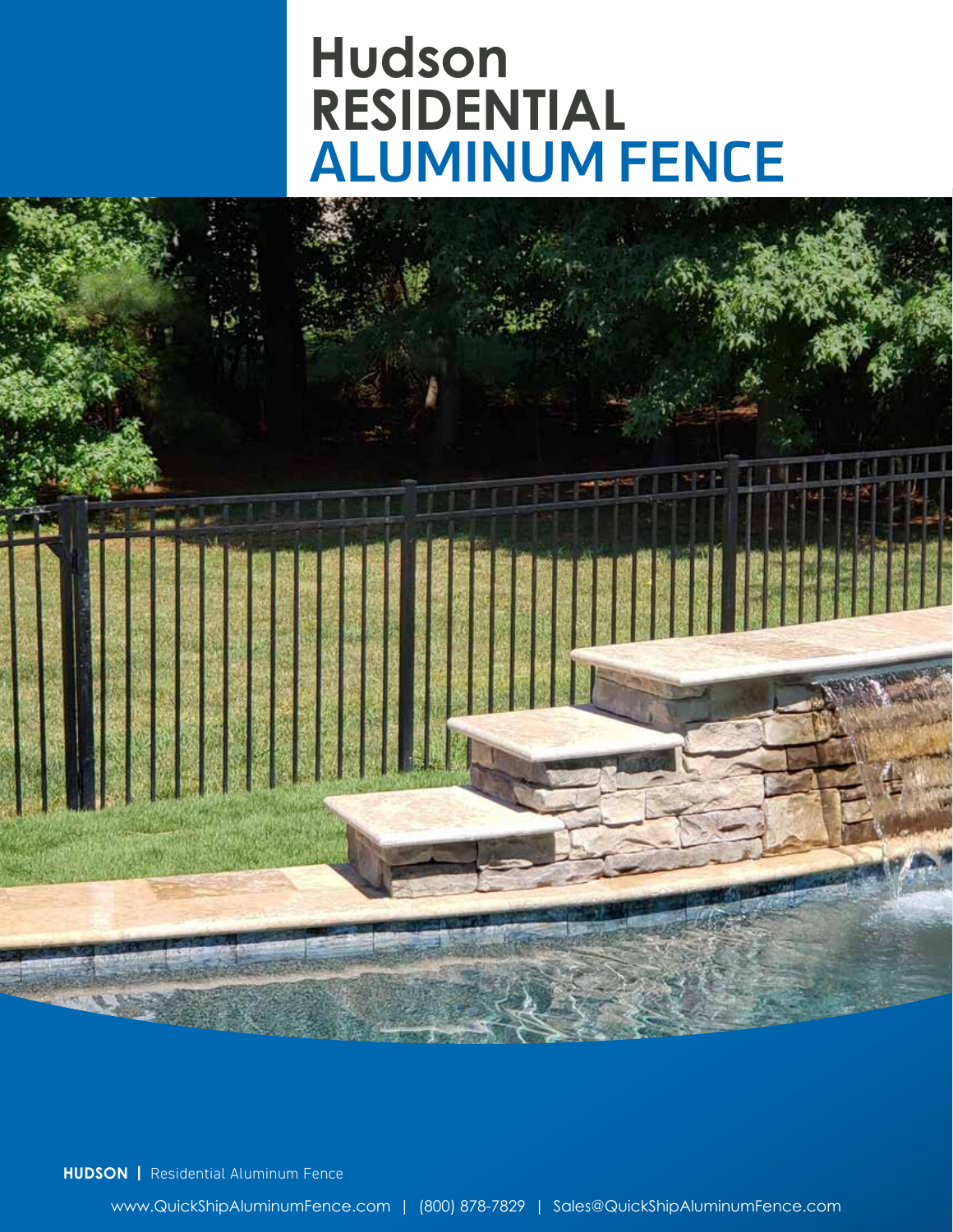# Hudson RESIDENTIAL ALUMINUM FENCE

**HUDSON |** Residential Aluminum Fence

www.QuickShipAluminumFence.com | (800) 878-7829 | Sales@QuickShipAluminumFence.com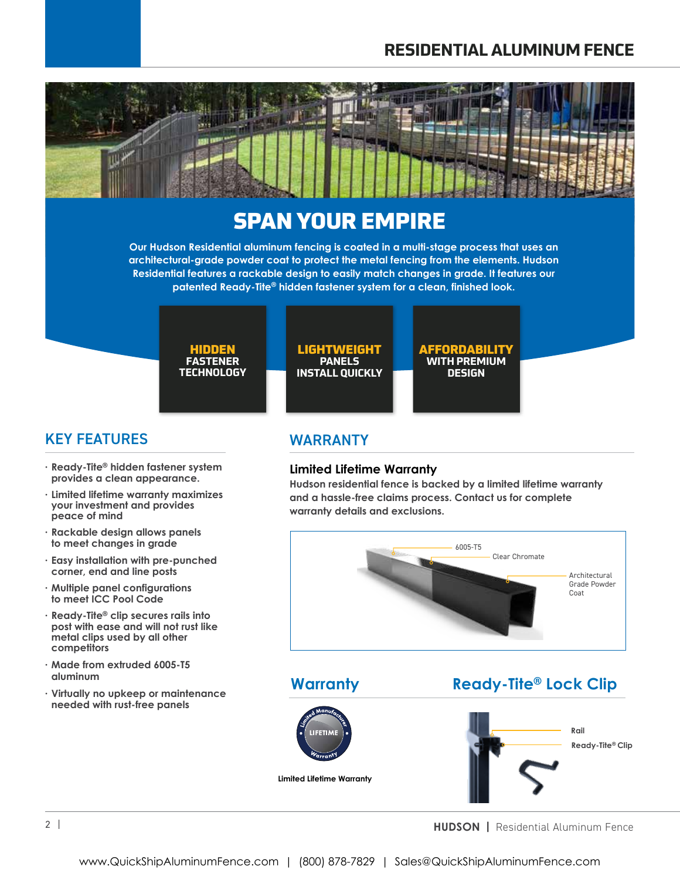# RESIDENTIAL ALUMINUM FENCE

## SPAN YOUR EMPIRE

Our Hudson Residential aluminum fencing is coated in a multi-stage process that uses an architectural-grade powder coat to protect the metal fencing from the elements. Hudson Residential features a rackable design to easily match changes in grade. It features our patented Ready-Tite® hidden fastener system for a clean, finished look.

**HIDDEN** FASTENER TECHNOLOGY

**LIGHTWEIGHT** PANELS INSTALL QUICKLY

**AFFORDABILITY** WITH PREMIUM DESIGN

## KEY FEATURES

- Ready-Tite® hidden fastener system provides a clean appearance.
- Limited lifetime warranty maximizes your investment and provides peace of mind
- Rackable design allows panels to meet changes in grade
- Easy installation with pre-punched corner, end and line posts
- Multiple panel configurations to meet ICC Pool Code
- Ready-Tite® clip secures rails into post with ease and will not rust like metal clips used by all other competitors
- Made from extruded 6005-T5 aluminum
- Virtually no upkeep or maintenance needed with rust-free panels

## WARRANTY

### Limited Lifetime Warranty

Hudson residential fence is backed by a limited lifetime warranty and a hassle-free claims process. Contact us for complete warranty details and exclusions.

6005-T5

Clear Chromate

Architectural Grade Powder Coat

### Warranty

Limited Manufacturer LIFETIME Warranty

Limited Lifetime Warranty

### Ready-Tite® Lock Clip

Rail

Ready-Tite® Clip

www.QuickShipAluminumFence.com | (800) 878-7829 | Sales@QuickShipAluminumFence.com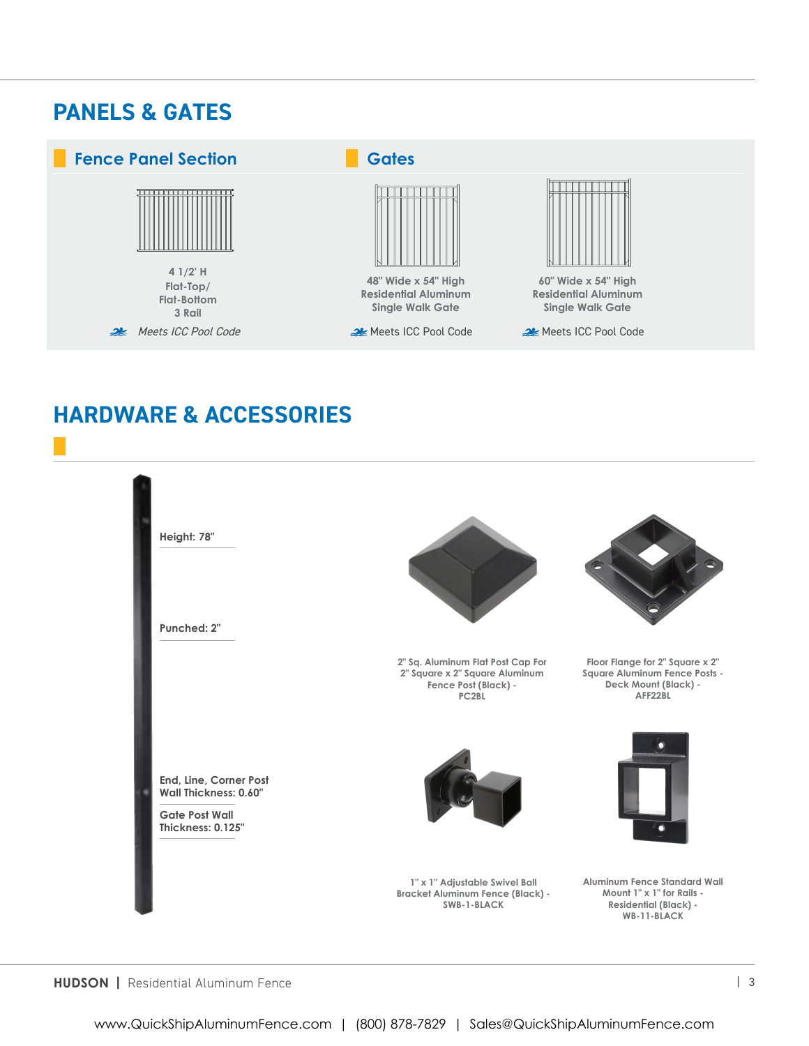# PANELS & GATES

## Fence Panel Section

4 1/2' H
Flat-Top/
Flat-Bottom
3 Rail

*Meets ICC Pool Code*

## Gates

48" Wide x 54" High
Residential Aluminum
Single Walk Gate

Meets ICC Pool Code

60" Wide x 54" High
Residential Aluminum
Single Walk Gate

Meets ICC Pool Code

# HARDWARE & ACCESSORIES

Height: 78"

Punched: 2"

End, Line, Corner Post
Wall Thickness: 0.60"

Gate Post Wall
Thickness: 0.125"

2" Sq. Aluminum Flat Post Cap For 2" Square x 2" Square Aluminum Fence Post (Black) - PC2BL

Floor Flange for 2" Square x 2" Square Aluminum Fence Posts - Deck Mount (Black) - AFF22BL

1" x 1" Adjustable Swivel Ball Bracket Aluminum Fence (Black) - SWB-1-BLACK

Aluminum Fence Standard Wall Mount 1" x 1" for Rails - Residential (Black) - WB-11-BLACK

www.QuickShipAluminumFence.com | (800) 878-7829 | Sales@QuickShipAluminumFence.com